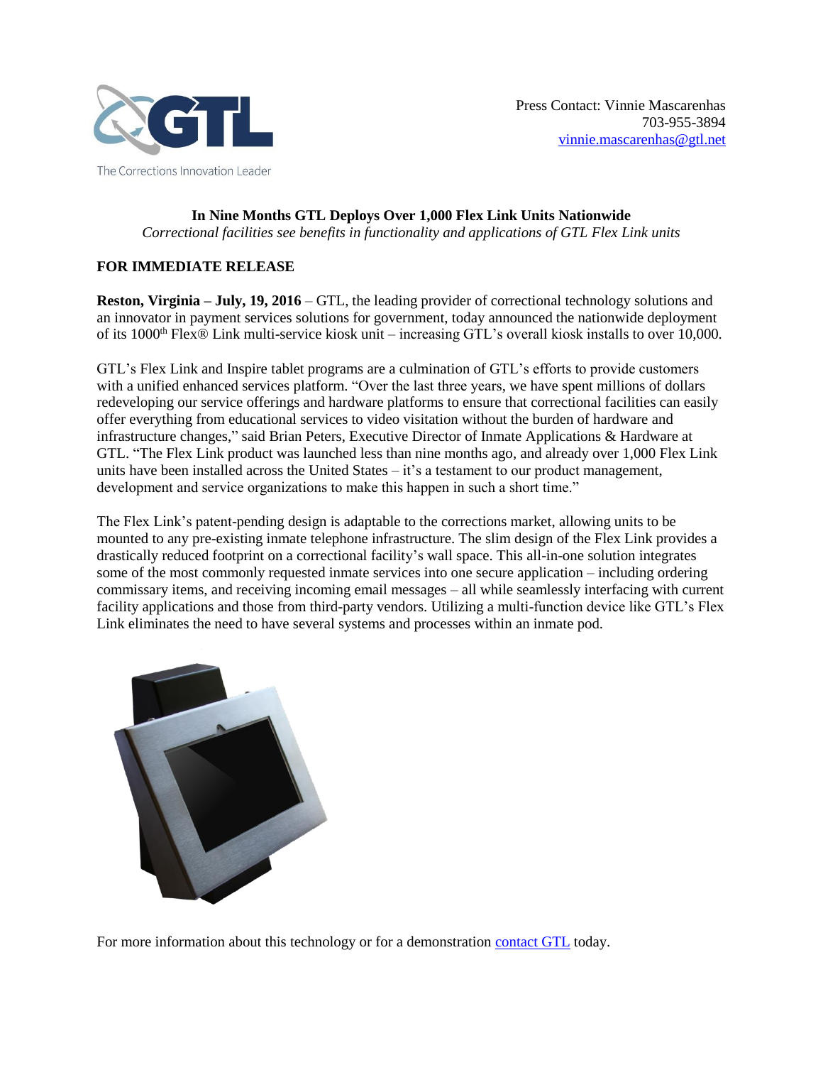The Corrections Innovation Leader

Press Contact: Vinnie Mascarenhas
703-955-3894
vinnie.mascarenhas@gtl.net

**In Nine Months GTL Deploys Over 1,000 Flex Link Units Nationwide**

*Correctional facilities see benefits in functionality and applications of GTL Flex Link units*

**FOR IMMEDIATE RELEASE**

**Reston, Virginia – July, 19, 2016** – GTL, the leading provider of correctional technology solutions and an innovator in payment services solutions for government, today announced the nationwide deployment of its 1000th Flex® Link multi-service kiosk unit – increasing GTL's overall kiosk installs to over 10,000.

GTL's Flex Link and Inspire tablet programs are a culmination of GTL's efforts to provide customers with a unified enhanced services platform. "Over the last three years, we have spent millions of dollars redeveloping our service offerings and hardware platforms to ensure that correctional facilities can easily offer everything from educational services to video visitation without the burden of hardware and infrastructure changes," said Brian Peters, Executive Director of Inmate Applications & Hardware at GTL. "The Flex Link product was launched less than nine months ago, and already over 1,000 Flex Link units have been installed across the United States – it's a testament to our product management, development and service organizations to make this happen in such a short time."

The Flex Link's patent-pending design is adaptable to the corrections market, allowing units to be mounted to any pre-existing inmate telephone infrastructure. The slim design of the Flex Link provides a drastically reduced footprint on a correctional facility's wall space. This all-in-one solution integrates some of the most commonly requested inmate services into one secure application – including ordering commissary items, and receiving incoming email messages – all while seamlessly interfacing with current facility applications and those from third-party vendors. Utilizing a multi-function device like GTL's Flex Link eliminates the need to have several systems and processes within an inmate pod.

For more information about this technology or for a demonstration contact GTL today.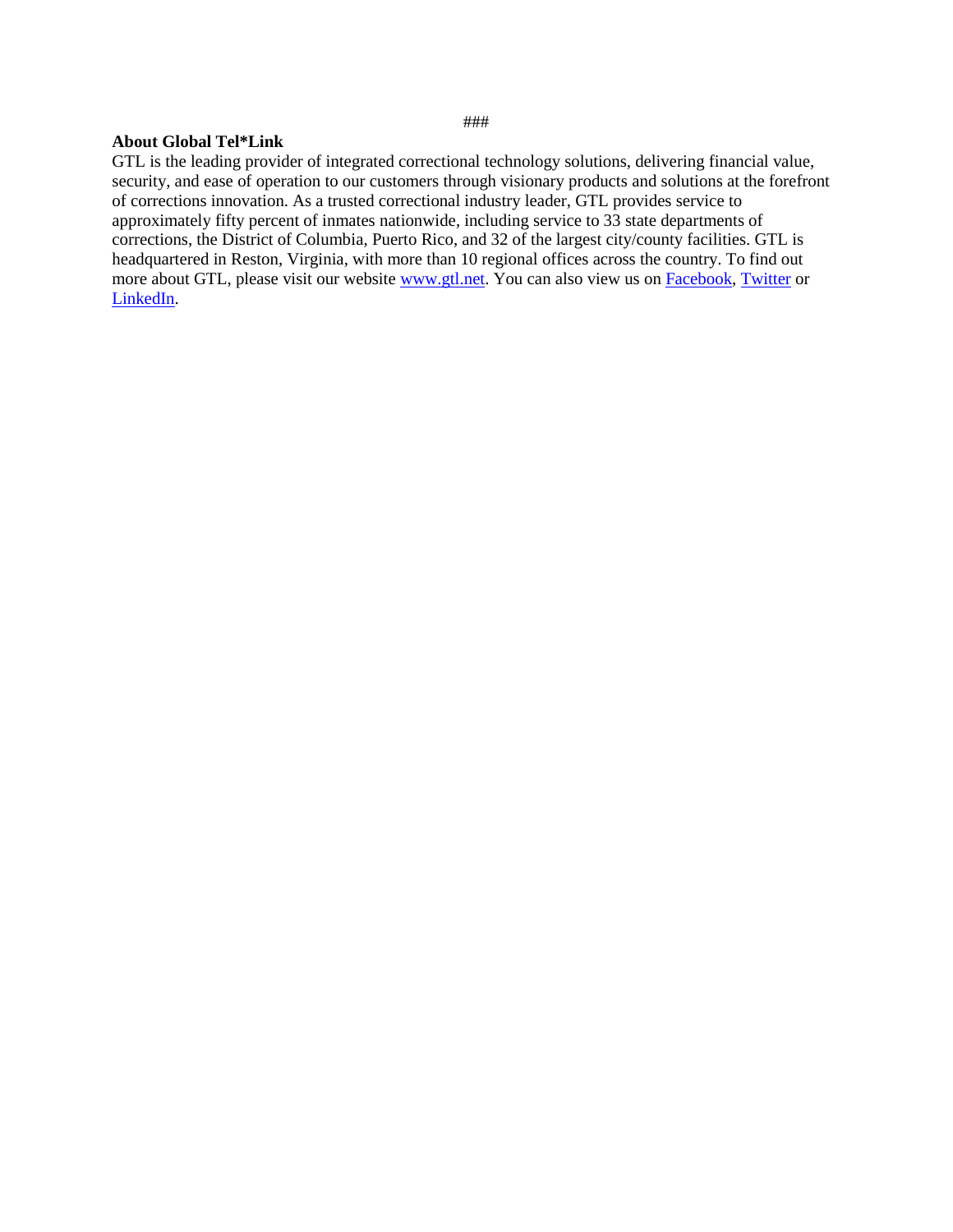###

**About Global Tel*Link**

GTL is the leading provider of integrated correctional technology solutions, delivering financial value, security, and ease of operation to our customers through visionary products and solutions at the forefront of corrections innovation. As a trusted correctional industry leader, GTL provides service to approximately fifty percent of inmates nationwide, including service to 33 state departments of corrections, the District of Columbia, Puerto Rico, and 32 of the largest city/county facilities. GTL is headquartered in Reston, Virginia, with more than 10 regional offices across the country. To find out more about GTL, please visit our website www.gtl.net. You can also view us on Facebook, Twitter or LinkedIn.